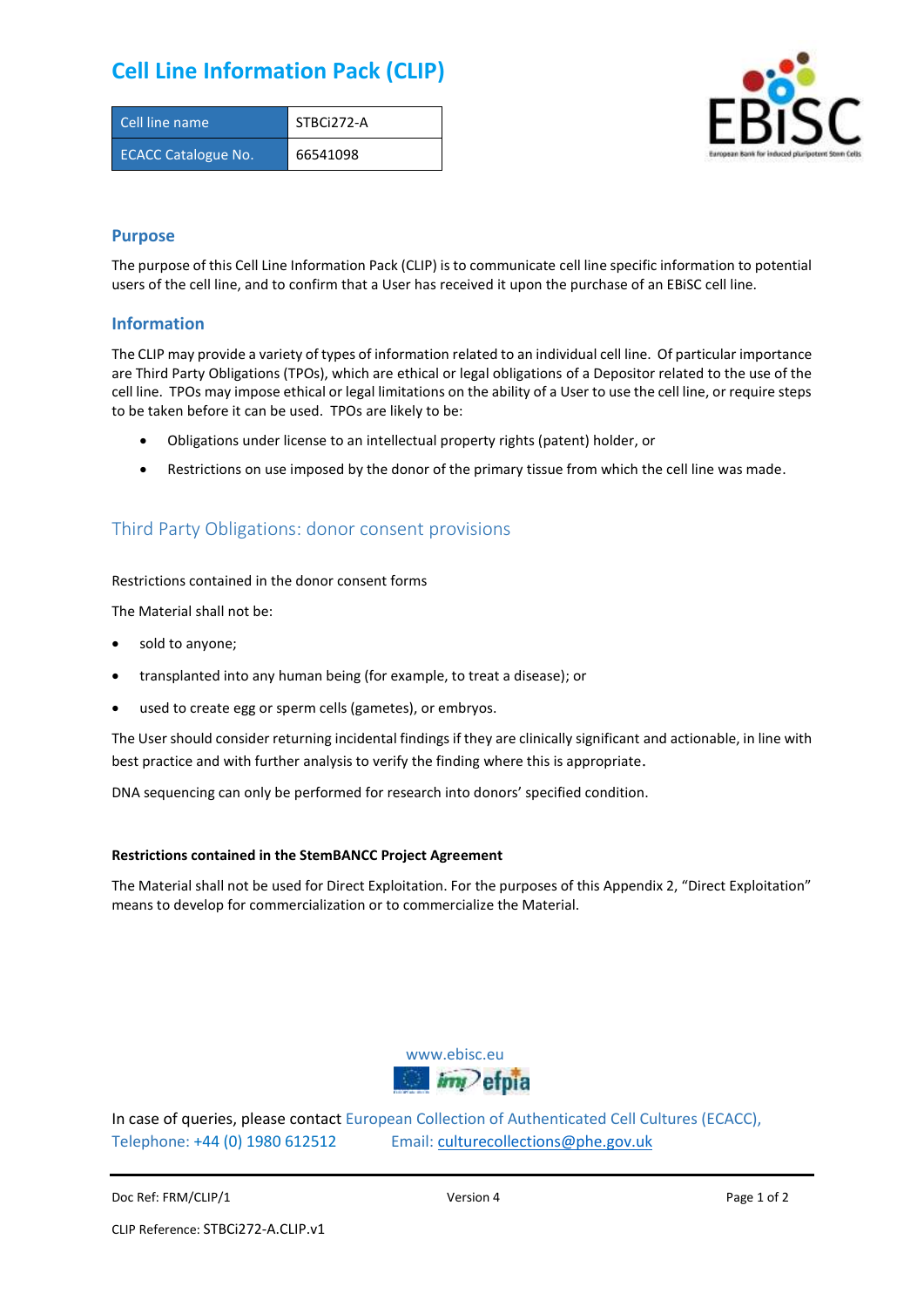# Cell Line Information Pack (CLIP)

| Cell line name | STBCi272-A |
| --- | --- |
| ECACC Catalogue No. | 66541098 |

## Purpose

The purpose of this Cell Line Information Pack (CLIP) is to communicate cell line specific information to potential users of the cell line, and to confirm that a User has received it upon the purchase of an EBiSC cell line.

## Information

The CLIP may provide a variety of types of information related to an individual cell line. Of particular importance are Third Party Obligations (TPOs), which are ethical or legal obligations of a Depositor related to the use of the cell line. TPOs may impose ethical or legal limitations on the ability of a User to use the cell line, or require steps to be taken before it can be used. TPOs are likely to be:

- Obligations under license to an intellectual property rights (patent) holder, or
- Restrictions on use imposed by the donor of the primary tissue from which the cell line was made.

## Third Party Obligations: donor consent provisions

Restrictions contained in the donor consent forms

The Material shall not be:

- sold to anyone;
- transplanted into any human being (for example, to treat a disease); or
- used to create egg or sperm cells (gametes), or embryos.

The User should consider returning incidental findings if they are clinically significant and actionable, in line with best practice and with further analysis to verify the finding where this is appropriate.

DNA sequencing can only be performed for research into donors' specified condition.

**Restrictions contained in the StemBANCC Project Agreement**

The Material shall not be used for Direct Exploitation. For the purposes of this Appendix 2, "Direct Exploitation" means to develop for commercialization or to commercialize the Material.

www.ebisc.eu

In case of queries, please contact European Collection of Authenticated Cell Cultures (ECACC), Telephone: +44 (0) 1980 612512 Email: culturecollections@phe.gov.uk

Doc Ref: FRM/CLIP/1 Version 4

CLIP Reference: STBCi272-A.CLIP.v1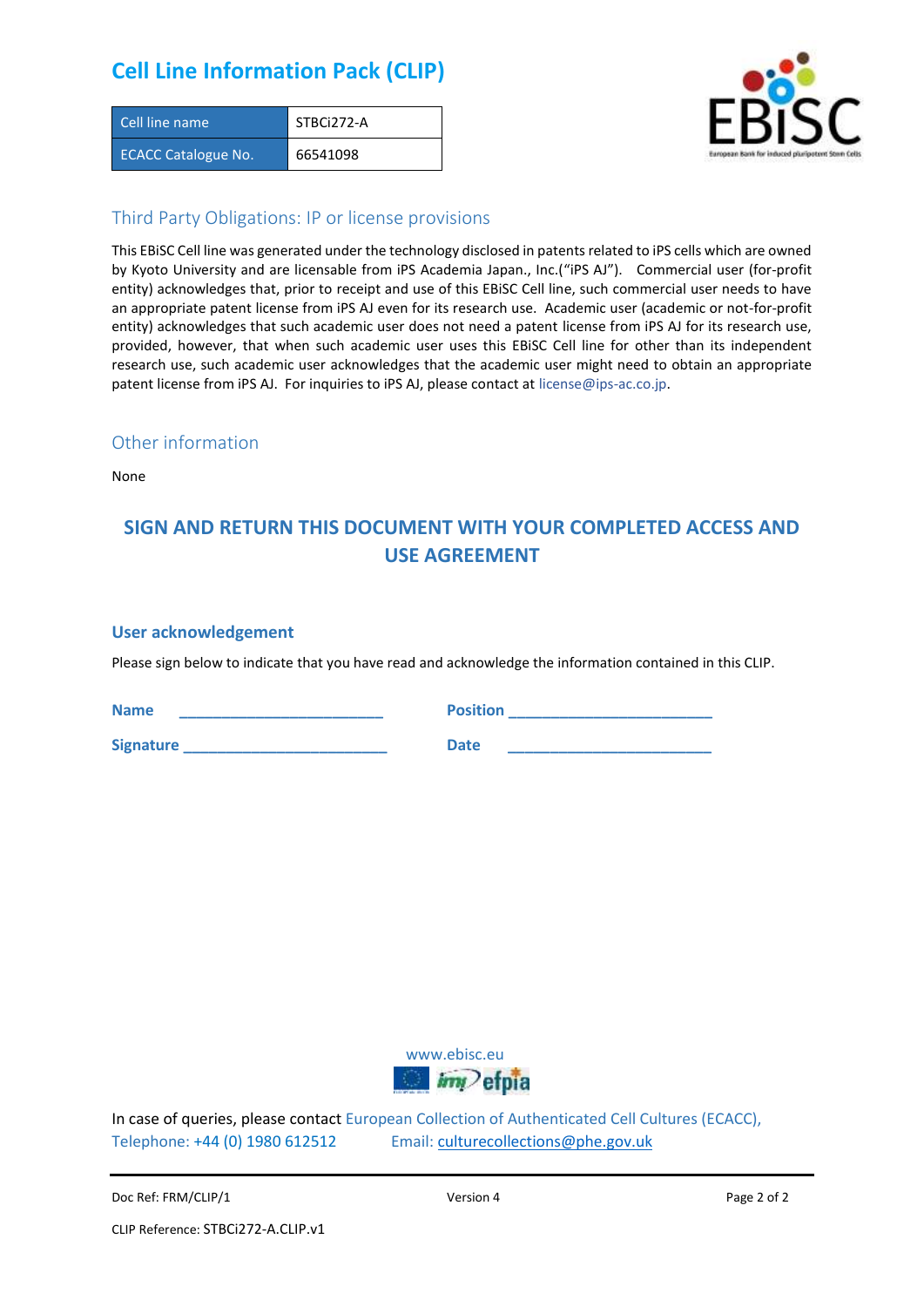# Cell Line Information Pack (CLIP)

| | |
|---|---|
| Cell line name | STBCi272-A |
| ECACC Catalogue No. | 66541098 |

## Third Party Obligations: IP or license provisions

This EBiSC Cell line was generated under the technology disclosed in patents related to iPS cells which are owned by Kyoto University and are licensable from iPS Academia Japan., Inc.("iPS AJ"). Commercial user (for-profit entity) acknowledges that, prior to receipt and use of this EBiSC Cell line, such commercial user needs to have an appropriate patent license from iPS AJ even for its research use. Academic user (academic or not-for-profit entity) acknowledges that such academic user does not need a patent license from iPS AJ for its research use, provided, however, that when such academic user uses this EBiSC Cell line for other than its independent research use, such academic user acknowledges that the academic user might need to obtain an appropriate patent license from iPS AJ. For inquiries to iPS AJ, please contact at license@ips-ac.co.jp.

## Other information

None

## SIGN AND RETURN THIS DOCUMENT WITH YOUR COMPLETED ACCESS AND USE AGREEMENT

### User acknowledgement

Please sign below to indicate that you have read and acknowledge the information contained in this CLIP.

**Name** ________________________ **Position** ________________________

**Signature** ________________________ **Date** ________________________

www.ebisc.eu

In case of queries, please contact European Collection of Authenticated Cell Cultures (ECACC), Telephone: +44 (0) 1980 612512 Email: culturecollections@phe.gov.uk

Doc Ref: FRM/CLIP/1 Version 4

CLIP Reference: STBCi272-A.CLIP.v1